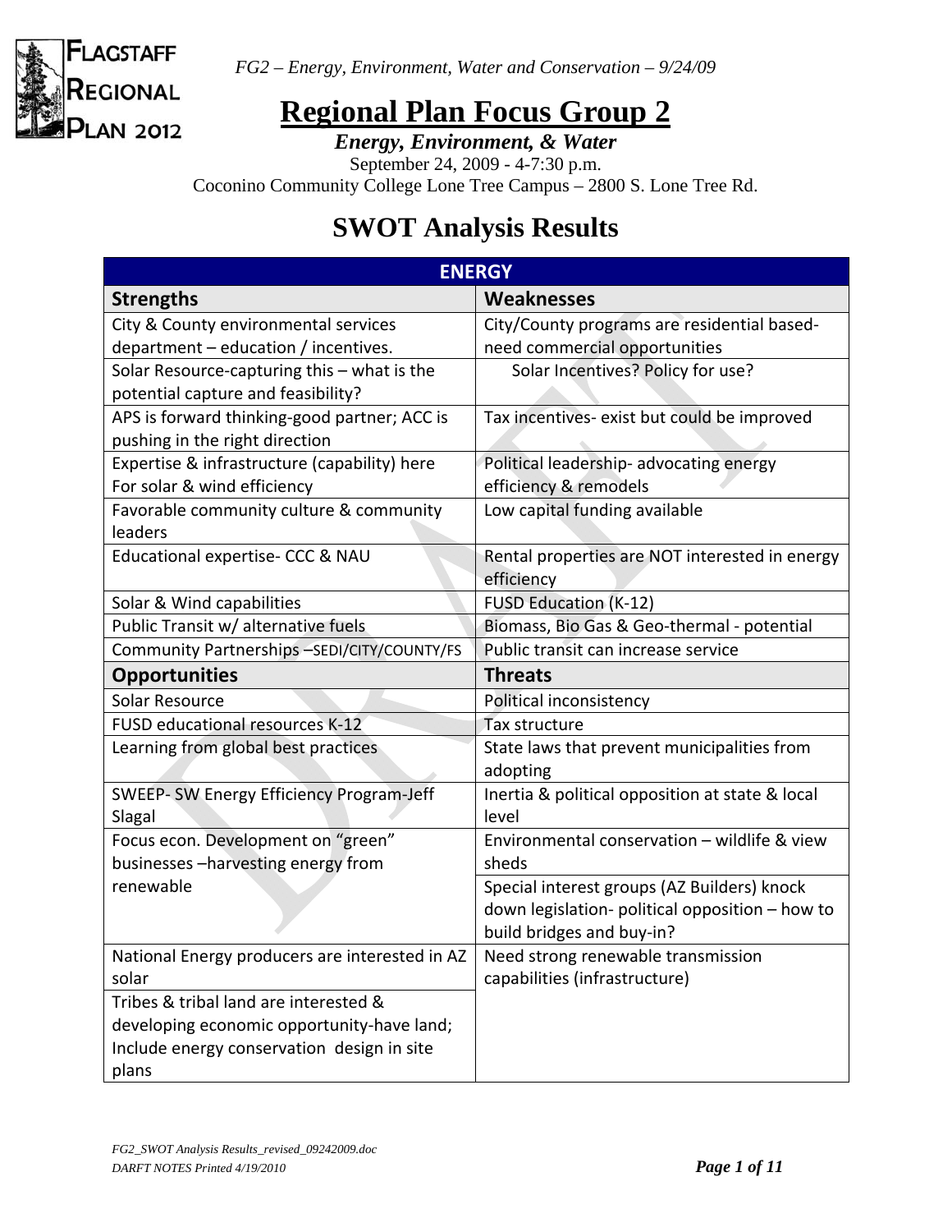FLAGSTAFF REGIONAL PLAN 2012

*FG2 – Energy, Environment, Water and Conservation – 9/24/09*

# Regional Plan Focus Group 2

***Energy, Environment, & Water***

September 24, 2009 - 4-7:30 p.m.

Coconino Community College Lone Tree Campus – 2800 S. Lone Tree Rd.

# SWOT Analysis Results

| ENERGY | |
|---|---|
| **Strengths** | **Weaknesses** |
| City & County environmental services department – education / incentives. | City/County programs are residential based- need commercial opportunities |
| Solar Resource-capturing this – what is the potential capture and feasibility? | Solar Incentives? Policy for use? |
| APS is forward thinking-good partner; ACC is pushing in the right direction | Tax incentives- exist but could be improved |
| Expertise & infrastructure (capability) here For solar & wind efficiency | Political leadership- advocating energy efficiency & remodels |
| Favorable community culture & community leaders | Low capital funding available |
| Educational expertise- CCC & NAU | Rental properties are NOT interested in energy efficiency |
| Solar & Wind capabilities | FUSD Education (K-12) |
| Public Transit w/ alternative fuels | Biomass, Bio Gas & Geo-thermal - potential |
| Community Partnerships –SEDI/CITY/COUNTY/FS | Public transit can increase service |
| **Opportunities** | **Threats** |
| Solar Resource | Political inconsistency |
| FUSD educational resources K-12 | Tax structure |
| Learning from global best practices | State laws that prevent municipalities from adopting |
| SWEEP- SW Energy Efficiency Program-Jeff Slagal | Inertia & political opposition at state & local level |
| Focus econ. Development on "green" businesses –harvesting energy from renewable | Environmental conservation – wildlife & view sheds |
| | Special interest groups (AZ Builders) knock down legislation- political opposition – how to build bridges and buy-in? |
| National Energy producers are interested in AZ solar | Need strong renewable transmission capabilities (infrastructure) |
| Tribes & tribal land are interested & developing economic opportunity-have land; Include energy conservation design in site plans | |

*FG2_SWOT Analysis Results_revised_09242009.doc*
*DARFT NOTES Printed 4/19/2010*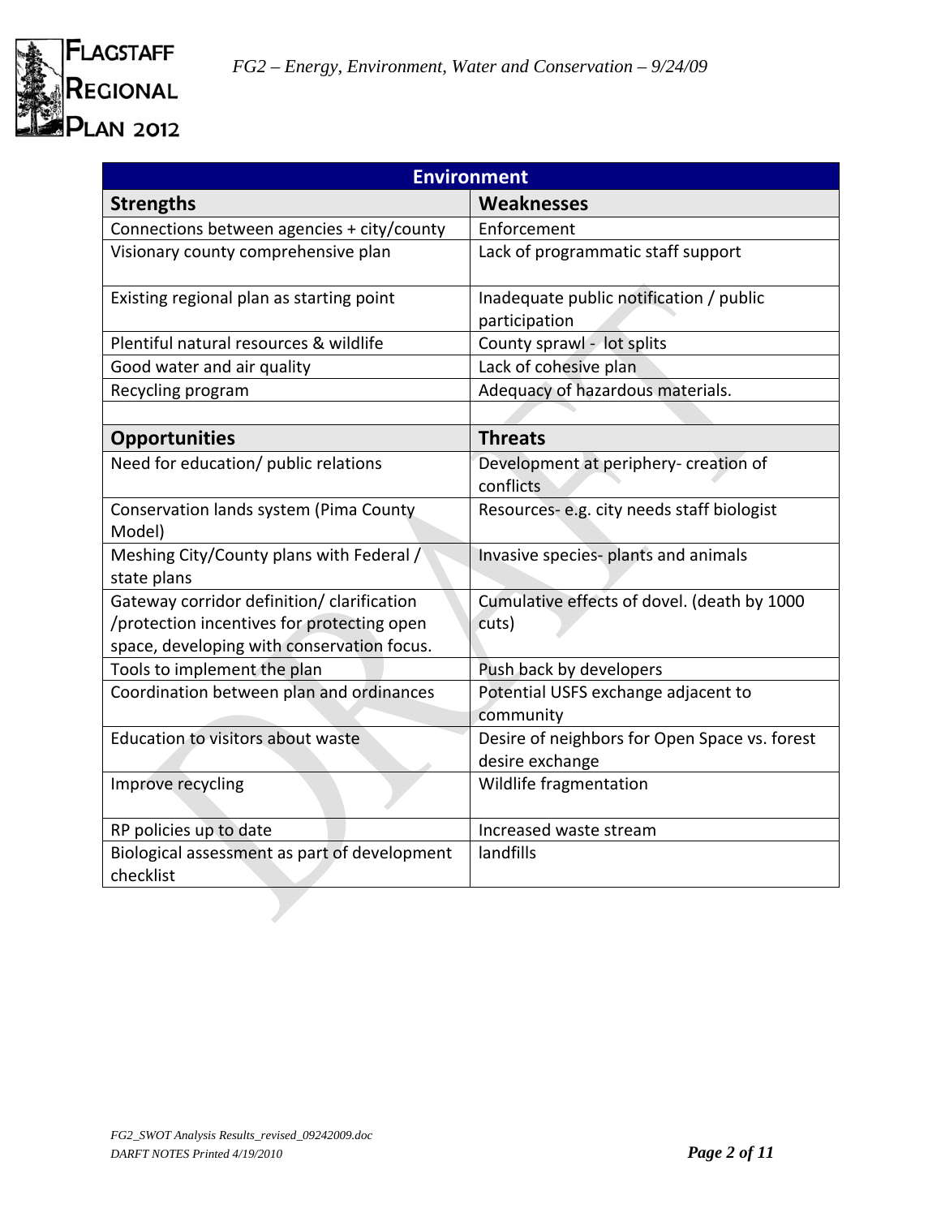| Environment | |
|---|---|
| **Strengths** | **Weaknesses** |
| Connections between agencies + city/county | Enforcement |
| Visionary county comprehensive plan | Lack of programmatic staff support |
| Existing regional plan as starting point | Inadequate public notification / public participation |
| Plentiful natural resources & wildlife | County sprawl - lot splits |
| Good water and air quality | Lack of cohesive plan |
| Recycling program | Adequacy of hazardous materials. |
| | |
| **Opportunities** | **Threats** |
| Need for education/ public relations | Development at periphery- creation of conflicts |
| Conservation lands system (Pima County Model) | Resources- e.g. city needs staff biologist |
| Meshing City/County plans with Federal / state plans | Invasive species- plants and animals |
| Gateway corridor definition/ clarification /protection incentives for protecting open space, developing with conservation focus. | Cumulative effects of dovel. (death by 1000 cuts) |
| Tools to implement the plan | Push back by developers |
| Coordination between plan and ordinances | Potential USFS exchange adjacent to community |
| Education to visitors about waste | Desire of neighbors for Open Space vs. forest desire exchange |
| Improve recycling | Wildlife fragmentation |
| RP policies up to date | Increased waste stream |
| Biological assessment as part of development checklist | landfills |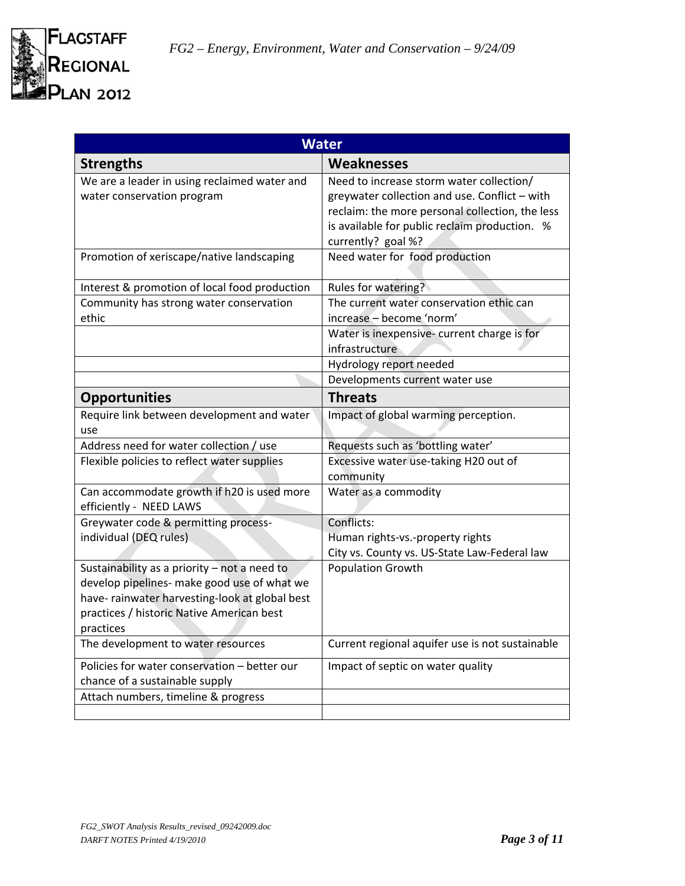| Water | |
|---|---|
| **Strengths** | **Weaknesses** |
| We are a leader in using reclaimed water and water conservation program | Need to increase storm water collection/ greywater collection and use. Conflict – with reclaim: the more personal collection, the less is available for public reclaim production. % currently? goal %? |
| Promotion of xeriscape/native landscaping | Need water for food production |
| Interest & promotion of local food production | Rules for watering? |
| Community has strong water conservation ethic | The current water conservation ethic can increase – become 'norm' |
| | Water is inexpensive- current charge is for infrastructure |
| | Hydrology report needed |
| | Developments current water use |
| **Opportunities** | **Threats** |
| Require link between development and water use | Impact of global warming perception. |
| Address need for water collection / use | Requests such as 'bottling water' |
| Flexible policies to reflect water supplies | Excessive water use-taking H20 out of community |
| Can accommodate growth if h20 is used more efficiently - NEED LAWS | Water as a commodity |
| Greywater code & permitting process- individual (DEQ rules) | Conflicts:<br>Human rights-vs.-property rights<br>City vs. County vs. US-State Law-Federal law |
| Sustainability as a priority – not a need to develop pipelines- make good use of what we have- rainwater harvesting-look at global best practices / historic Native American best practices | Population Growth |
| The development to water resources | Current regional aquifer use is not sustainable |
| Policies for water conservation – better our chance of a sustainable supply | Impact of septic on water quality |
| Attach numbers, timeline & progress | |
| | |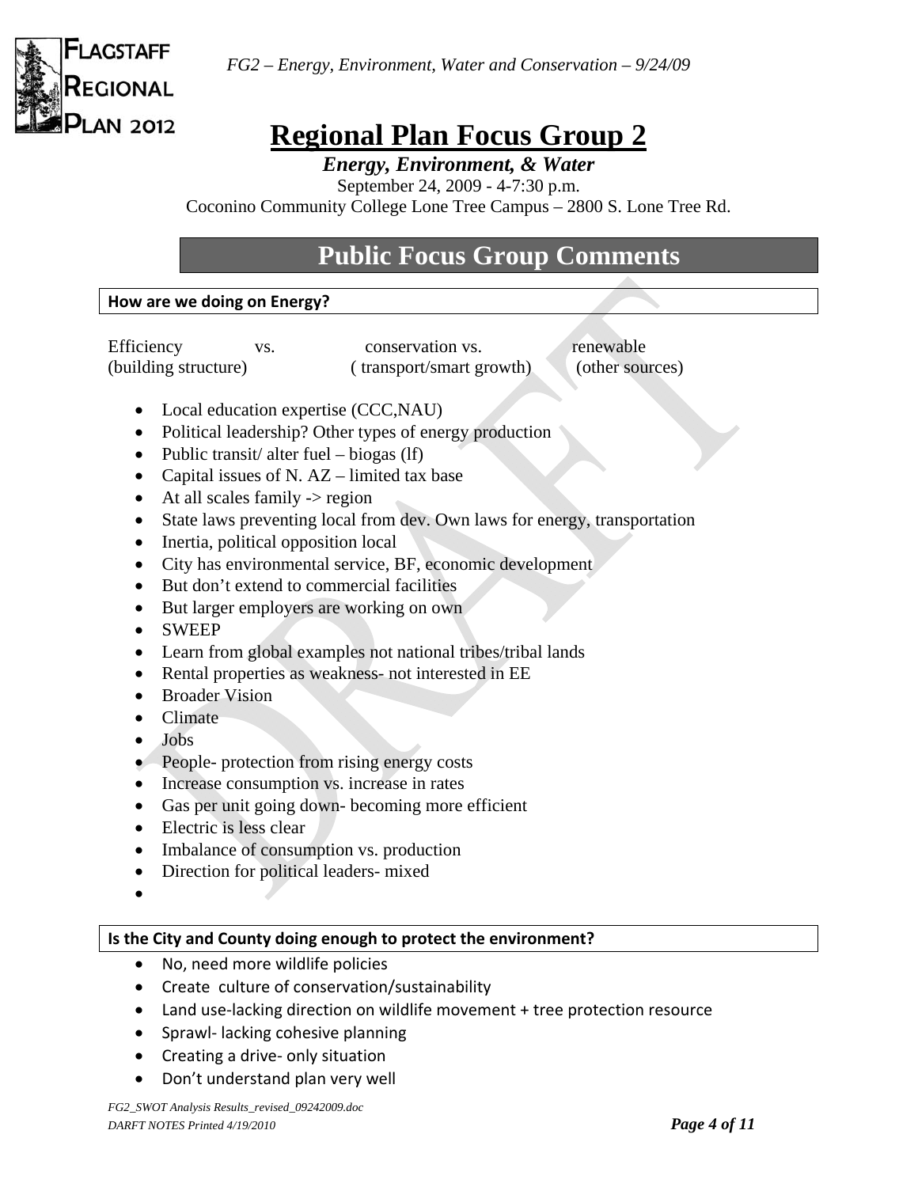# Regional Plan Focus Group 2

***Energy, Environment, & Water***

September 24, 2009 - 4-7:30 p.m.

Coconino Community College Lone Tree Campus – 2800 S. Lone Tree Rd.

## Public Focus Group Comments

**How are we doing on Energy?**

| Efficiency vs. | conservation vs. | renewable |
|---|---|---|
| (building structure) | ( transport/smart growth) | (other sources) |

- Local education expertise (CCC,NAU)
- Political leadership? Other types of energy production
- Public transit/ alter fuel – biogas (lf)
- Capital issues of N. AZ – limited tax base
- At all scales family -> region
- State laws preventing local from dev. Own laws for energy, transportation
- Inertia, political opposition local
- City has environmental service, BF, economic development
- But don't extend to commercial facilities
- But larger employers are working on own
- SWEEP
- Learn from global examples not national tribes/tribal lands
- Rental properties as weakness- not interested in EE
- Broader Vision
- Climate
- Jobs
- People- protection from rising energy costs
- Increase consumption vs. increase in rates
- Gas per unit going down- becoming more efficient
- Electric is less clear
- Imbalance of consumption vs. production
- Direction for political leaders- mixed

**Is the City and County doing enough to protect the environment?**

- No, need more wildlife policies
- Create culture of conservation/sustainability
- Land use-lacking direction on wildlife movement + tree protection resource
- Sprawl- lacking cohesive planning
- Creating a drive- only situation
- Don't understand plan very well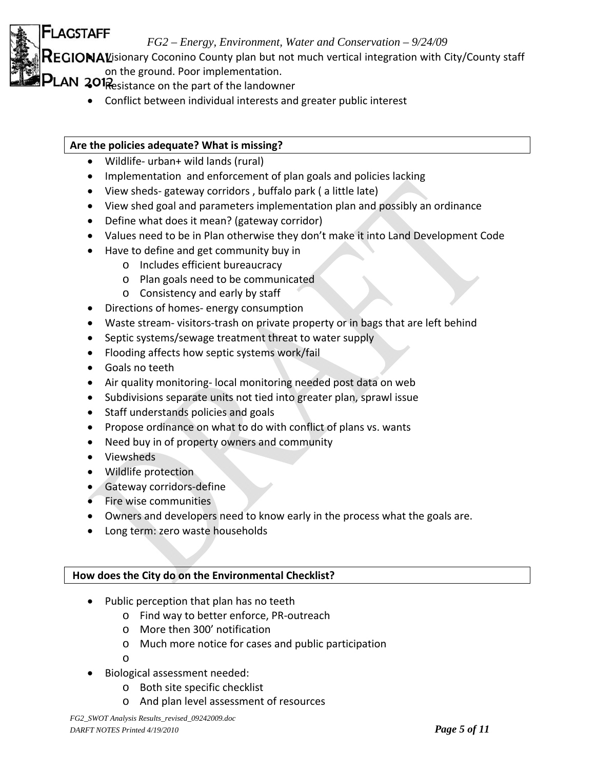- Visionary Coconino County plan but not much vertical integration with City/County staff on the ground. Poor implementation.
- Resistance on the part of the landowner
- Conflict between individual interests and greater public interest

**Are the policies adequate? What is missing?**

- Wildlife- urban+ wild lands (rural)
- Implementation and enforcement of plan goals and policies lacking
- View sheds- gateway corridors , buffalo park ( a little late)
- View shed goal and parameters implementation plan and possibly an ordinance
- Define what does it mean? (gateway corridor)
- Values need to be in Plan otherwise they don't make it into Land Development Code
- Have to define and get community buy in
  - Includes efficient bureaucracy
  - Plan goals need to be communicated
  - Consistency and early by staff
- Directions of homes- energy consumption
- Waste stream- visitors-trash on private property or in bags that are left behind
- Septic systems/sewage treatment threat to water supply
- Flooding affects how septic systems work/fail
- Goals no teeth
- Air quality monitoring- local monitoring needed post data on web
- Subdivisions separate units not tied into greater plan, sprawl issue
- Staff understands policies and goals
- Propose ordinance on what to do with conflict of plans vs. wants
- Need buy in of property owners and community
- Viewsheds
- Wildlife protection
- Gateway corridors-define
- Fire wise communities
- Owners and developers need to know early in the process what the goals are.
- Long term: zero waste households

**How does the City do on the Environmental Checklist?**

- Public perception that plan has no teeth
  - Find way to better enforce, PR-outreach
  - More then 300' notification
  - Much more notice for cases and public participation
- Biological assessment needed:
  - Both site specific checklist
  - And plan level assessment of resources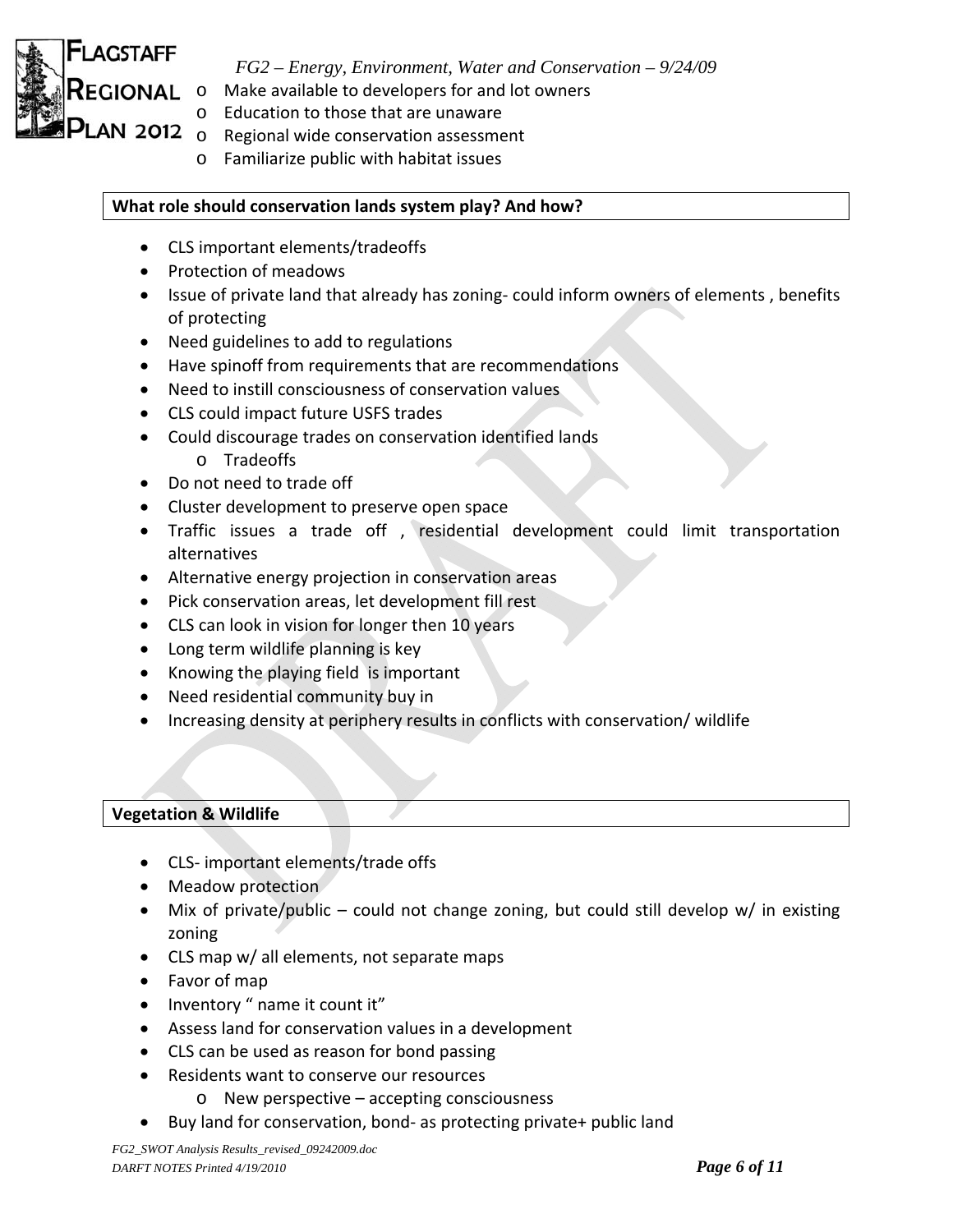- Make available to developers for and lot owners
- Education to those that are unaware
- Regional wide conservation assessment
- Familiarize public with habitat issues

**What role should conservation lands system play? And how?**

- CLS important elements/tradeoffs
- Protection of meadows
- Issue of private land that already has zoning- could inform owners of elements , benefits of protecting
- Need guidelines to add to regulations
- Have spinoff from requirements that are recommendations
- Need to instill consciousness of conservation values
- CLS could impact future USFS trades
- Could discourage trades on conservation identified lands
    - Tradeoffs
- Do not need to trade off
- Cluster development to preserve open space
- Traffic issues a trade off , residential development could limit transportation alternatives
- Alternative energy projection in conservation areas
- Pick conservation areas, let development fill rest
- CLS can look in vision for longer then 10 years
- Long term wildlife planning is key
- Knowing the playing field is important
- Need residential community buy in
- Increasing density at periphery results in conflicts with conservation/ wildlife

**Vegetation & Wildlife**

- CLS- important elements/trade offs
- Meadow protection
- Mix of private/public – could not change zoning, but could still develop w/ in existing zoning
- CLS map w/ all elements, not separate maps
- Favor of map
- Inventory " name it count it"
- Assess land for conservation values in a development
- CLS can be used as reason for bond passing
- Residents want to conserve our resources
    - New perspective – accepting consciousness
- Buy land for conservation, bond- as protecting private+ public land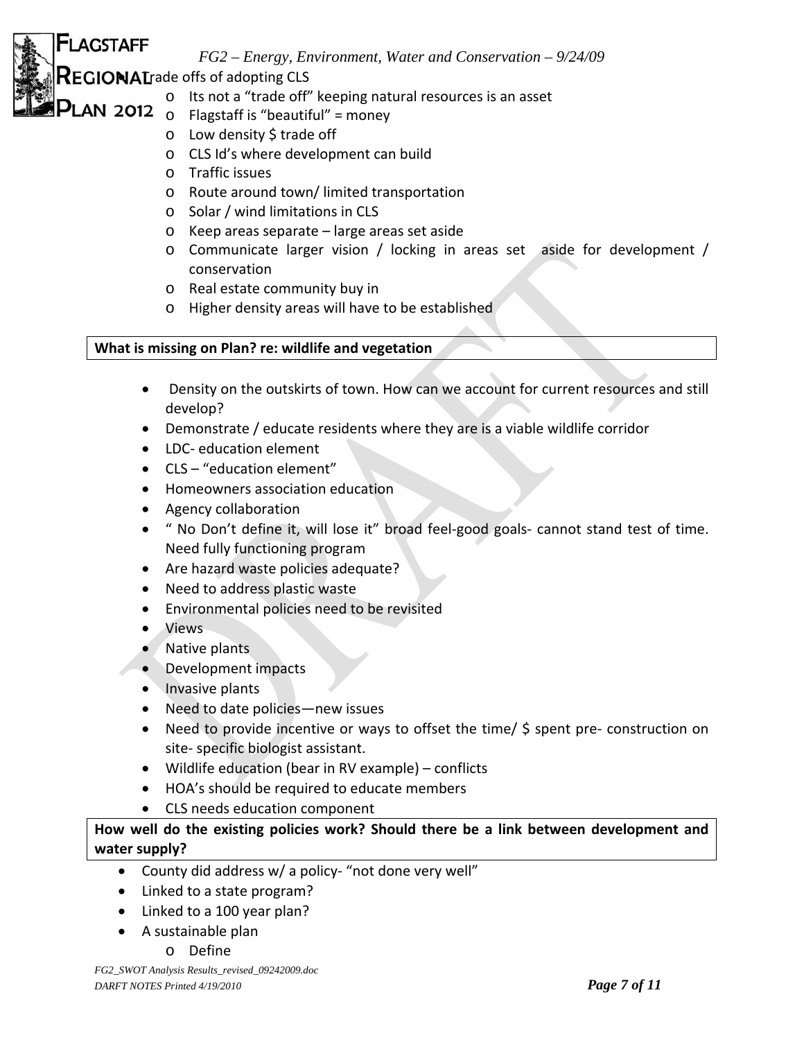- Trade offs of adopting CLS
  - Its not a "trade off" keeping natural resources is an asset
  - Flagstaff is "beautiful" = money
  - Low density $ trade off
  - CLS Id's where development can build
  - Traffic issues
  - Route around town/ limited transportation
  - Solar / wind limitations in CLS
  - Keep areas separate – large areas set aside
  - Communicate larger vision / locking in areas set aside for development / conservation
  - Real estate community buy in
  - Higher density areas will have to be established

**What is missing on Plan? re: wildlife and vegetation**

- Density on the outskirts of town. How can we account for current resources and still develop?
- Demonstrate / educate residents where they are is a viable wildlife corridor
- LDC- education element
- CLS – "education element"
- Homeowners association education
- Agency collaboration
- " No Don't define it, will lose it" broad feel-good goals- cannot stand test of time. Need fully functioning program
- Are hazard waste policies adequate?
- Need to address plastic waste
- Environmental policies need to be revisited
- Views
- Native plants
- Development impacts
- Invasive plants
- Need to date policies—new issues
- Need to provide incentive or ways to offset the time/ $ spent pre- construction on site- specific biologist assistant.
- Wildlife education (bear in RV example) – conflicts
- HOA's should be required to educate members
- CLS needs education component

**How well do the existing policies work? Should there be a link between development and water supply?**

- County did address w/ a policy- "not done very well"
- Linked to a state program?
- Linked to a 100 year plan?
- A sustainable plan
  - Define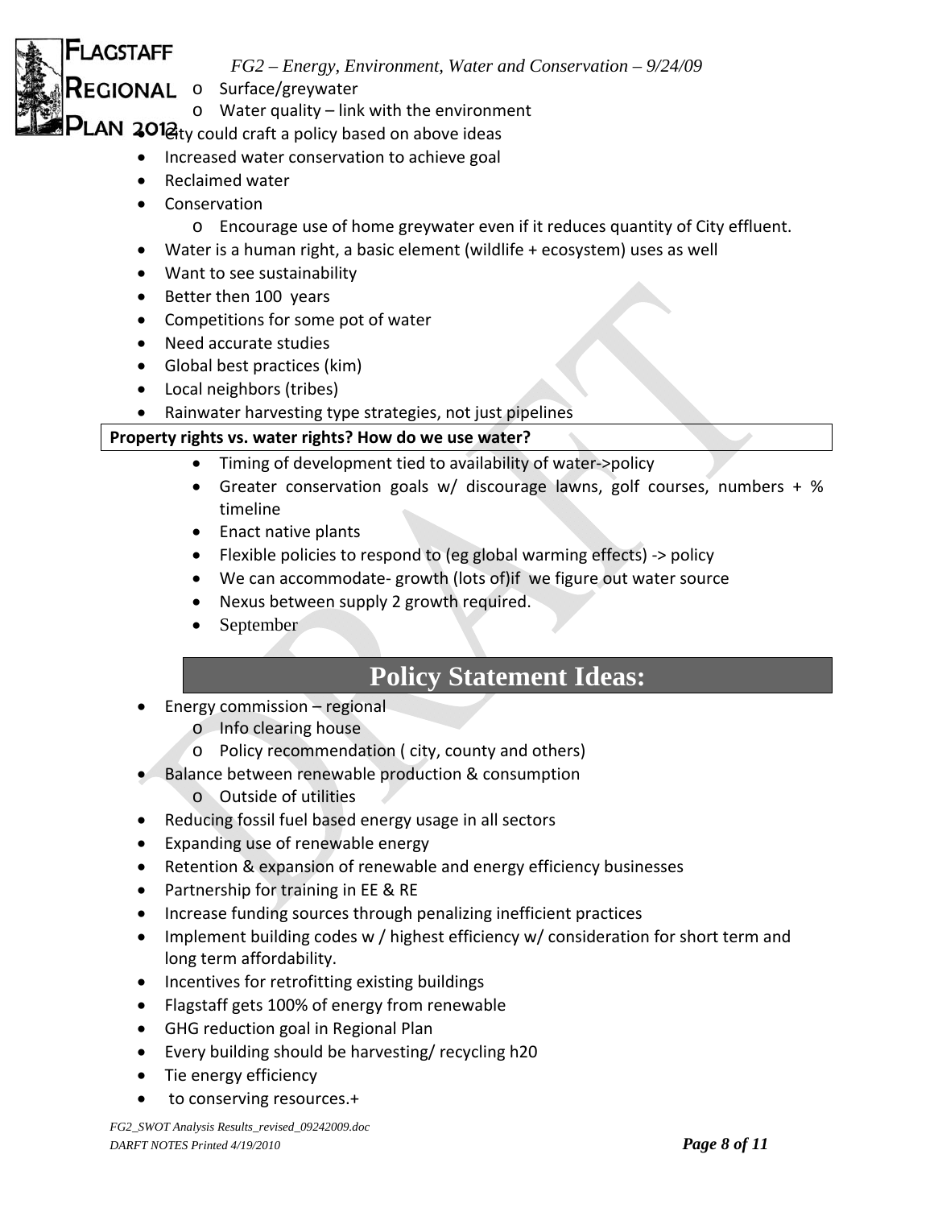- Surface/greywater
- Water quality – link with the environment

- City could craft a policy based on above ideas
- Increased water conservation to achieve goal
- Reclaimed water
- Conservation
  - Encourage use of home greywater even if it reduces quantity of City effluent.
- Water is a human right, a basic element (wildlife + ecosystem) uses as well
- Want to see sustainability
- Better then 100 years
- Competitions for some pot of water
- Need accurate studies
- Global best practices (kim)
- Local neighbors (tribes)
- Rainwater harvesting type strategies, not just pipelines

**Property rights vs. water rights? How do we use water?**

- Timing of development tied to availability of water->policy
- Greater conservation goals w/ discourage lawns, golf courses, numbers + % timeline
- Enact native plants
- Flexible policies to respond to (eg global warming effects) -> policy
- We can accommodate- growth (lots of)if we figure out water source
- Nexus between supply 2 growth required.
- September

## Policy Statement Ideas:

- Energy commission – regional
  - Info clearing house
  - Policy recommendation ( city, county and others)
- Balance between renewable production & consumption
  - Outside of utilities
- Reducing fossil fuel based energy usage in all sectors
- Expanding use of renewable energy
- Retention & expansion of renewable and energy efficiency businesses
- Partnership for training in EE & RE
- Increase funding sources through penalizing inefficient practices
- Implement building codes w / highest efficiency w/ consideration for short term and long term affordability.
- Incentives for retrofitting existing buildings
- Flagstaff gets 100% of energy from renewable
- GHG reduction goal in Regional Plan
- Every building should be harvesting/ recycling h20
- Tie energy efficiency
- to conserving resources.+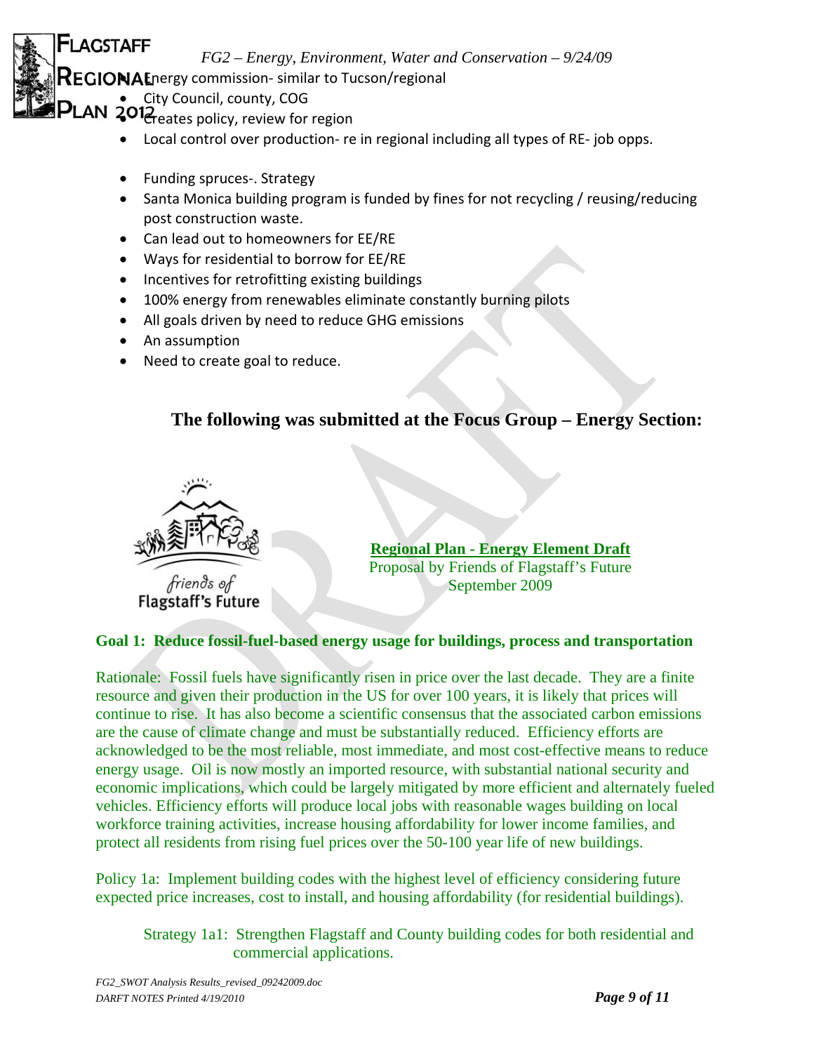- Energy commission- similar to Tucson/regional
- City Council, county, COG
- Creates policy, review for region
- Local control over production- re in regional including all types of RE- job opps.

- Funding spruces-. Strategy
- Santa Monica building program is funded by fines for not recycling / reusing/reducing post construction waste.
- Can lead out to homeowners for EE/RE
- Ways for residential to borrow for EE/RE
- Incentives for retrofitting existing buildings
- 100% energy from renewables eliminate constantly burning pilots
- All goals driven by need to reduce GHG emissions
- An assumption
- Need to create goal to reduce.

## The following was submitted at the Focus Group – Energy Section:

friends of Flagstaff's Future

**Regional Plan - Energy Element Draft**
Proposal by Friends of Flagstaff's Future
September 2009

### Goal 1: Reduce fossil-fuel-based energy usage for buildings, process and transportation

Rationale: Fossil fuels have significantly risen in price over the last decade. They are a finite resource and given their production in the US for over 100 years, it is likely that prices will continue to rise. It has also become a scientific consensus that the associated carbon emissions are the cause of climate change and must be substantially reduced. Efficiency efforts are acknowledged to be the most reliable, most immediate, and most cost-effective means to reduce energy usage. Oil is now mostly an imported resource, with substantial national security and economic implications, which could be largely mitigated by more efficient and alternately fueled vehicles. Efficiency efforts will produce local jobs with reasonable wages building on local workforce training activities, increase housing affordability for lower income families, and protect all residents from rising fuel prices over the 50-100 year life of new buildings.

Policy 1a: Implement building codes with the highest level of efficiency considering future expected price increases, cost to install, and housing affordability (for residential buildings).

Strategy 1a1: Strengthen Flagstaff and County building codes for both residential and commercial applications.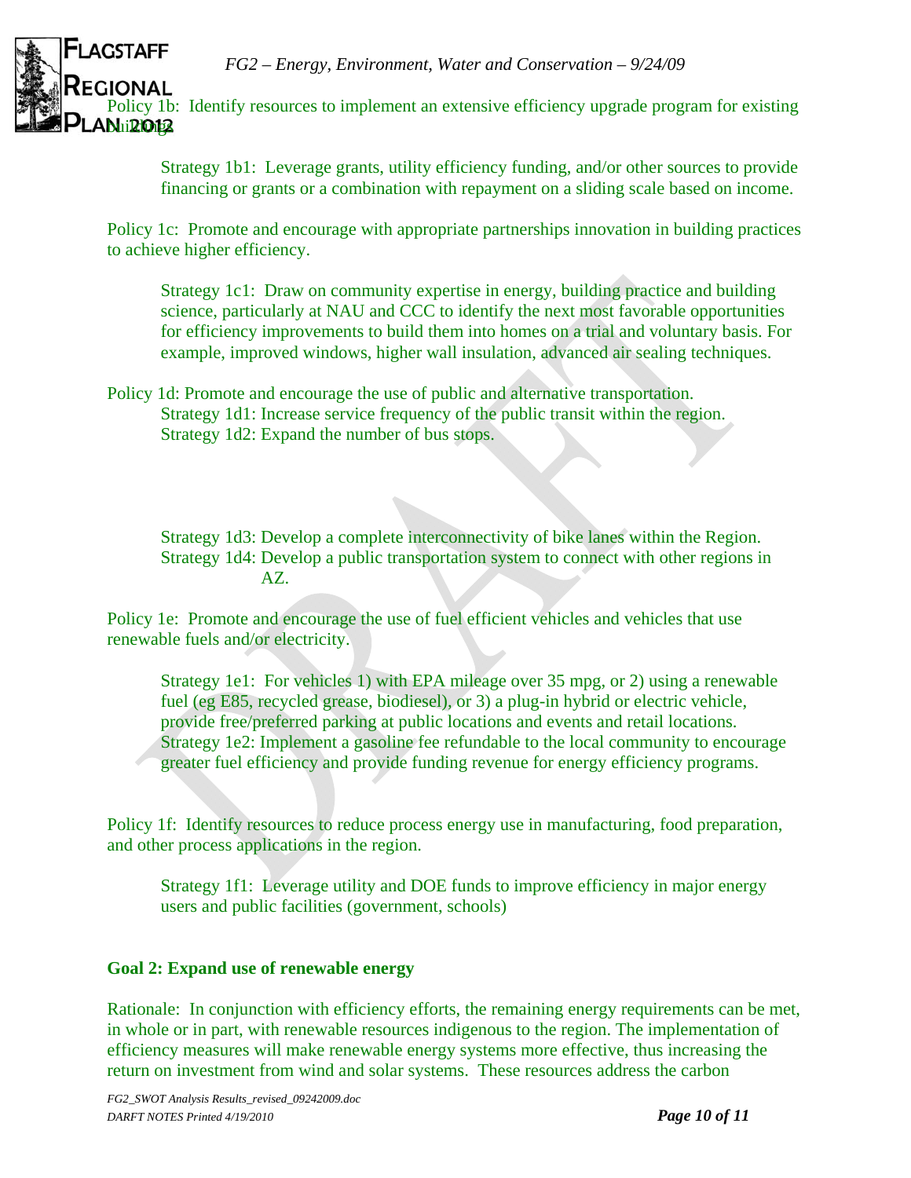Policy 1b: Identify resources to implement an extensive efficiency upgrade program for existing buildings

Strategy 1b1: Leverage grants, utility efficiency funding, and/or other sources to provide financing or grants or a combination with repayment on a sliding scale based on income.

Policy 1c: Promote and encourage with appropriate partnerships innovation in building practices to achieve higher efficiency.

Strategy 1c1: Draw on community expertise in energy, building practice and building science, particularly at NAU and CCC to identify the next most favorable opportunities for efficiency improvements to build them into homes on a trial and voluntary basis. For example, improved windows, higher wall insulation, advanced air sealing techniques.

Policy 1d: Promote and encourage the use of public and alternative transportation.

Strategy 1d1: Increase service frequency of the public transit within the region.
Strategy 1d2: Expand the number of bus stops.

Strategy 1d3: Develop a complete interconnectivity of bike lanes within the Region.
Strategy 1d4: Develop a public transportation system to connect with other regions in AZ.

Policy 1e: Promote and encourage the use of fuel efficient vehicles and vehicles that use renewable fuels and/or electricity.

Strategy 1e1: For vehicles 1) with EPA mileage over 35 mpg, or 2) using a renewable fuel (eg E85, recycled grease, biodiesel), or 3) a plug-in hybrid or electric vehicle, provide free/preferred parking at public locations and events and retail locations.
Strategy 1e2: Implement a gasoline fee refundable to the local community to encourage greater fuel efficiency and provide funding revenue for energy efficiency programs.

Policy 1f: Identify resources to reduce process energy use in manufacturing, food preparation, and other process applications in the region.

Strategy 1f1: Leverage utility and DOE funds to improve efficiency in major energy users and public facilities (government, schools)

**Goal 2: Expand use of renewable energy**

Rationale: In conjunction with efficiency efforts, the remaining energy requirements can be met, in whole or in part, with renewable resources indigenous to the region. The implementation of efficiency measures will make renewable energy systems more effective, thus increasing the return on investment from wind and solar systems. These resources address the carbon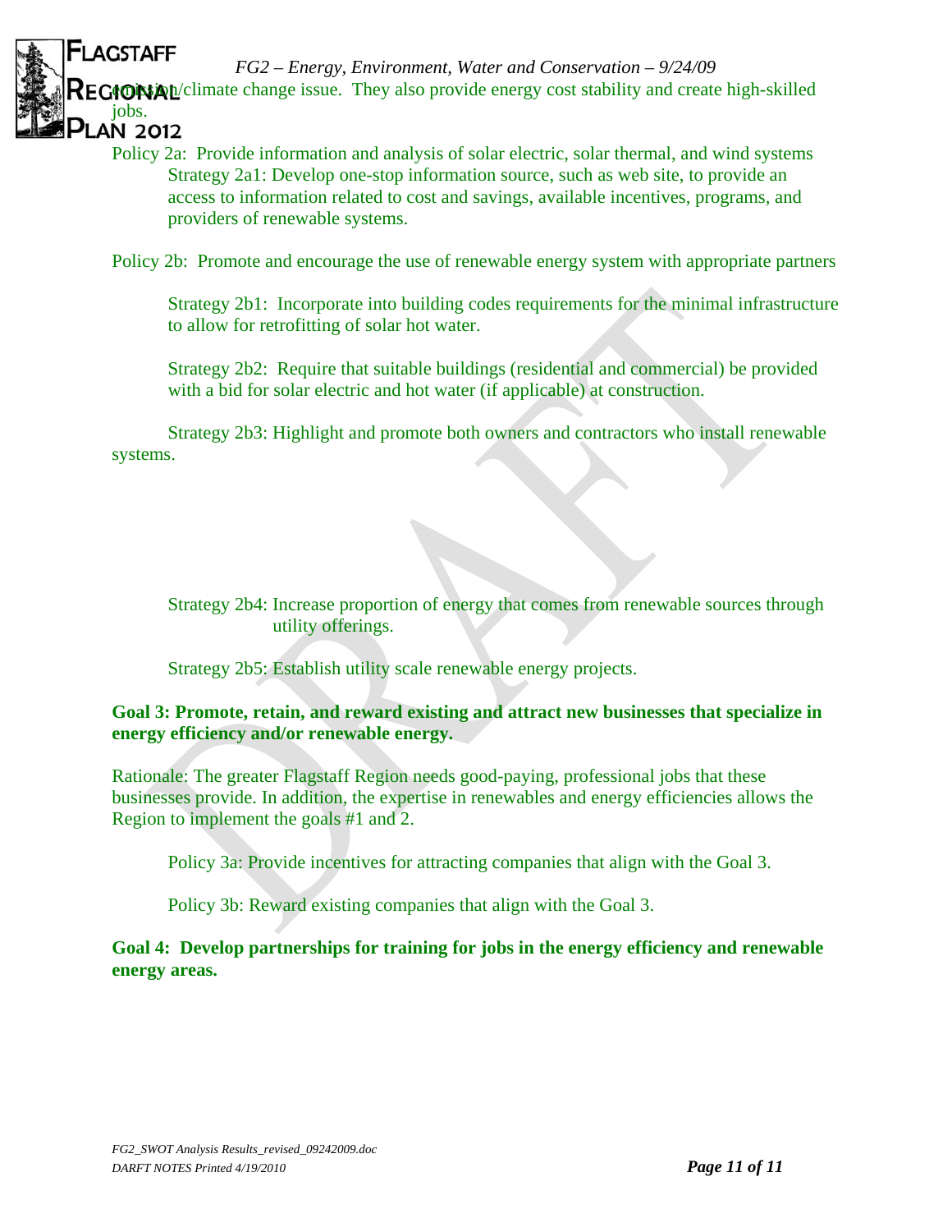emission/climate change issue. They also provide energy cost stability and create high-skilled jobs.

Policy 2a: Provide information and analysis of solar electric, solar thermal, and wind systems

Strategy 2a1: Develop one-stop information source, such as web site, to provide an access to information related to cost and savings, available incentives, programs, and providers of renewable systems.

Policy 2b: Promote and encourage the use of renewable energy system with appropriate partners

Strategy 2b1: Incorporate into building codes requirements for the minimal infrastructure to allow for retrofitting of solar hot water.

Strategy 2b2: Require that suitable buildings (residential and commercial) be provided with a bid for solar electric and hot water (if applicable) at construction.

Strategy 2b3: Highlight and promote both owners and contractors who install renewable systems.

Strategy 2b4: Increase proportion of energy that comes from renewable sources through utility offerings.

Strategy 2b5: Establish utility scale renewable energy projects.

**Goal 3: Promote, retain, and reward existing and attract new businesses that specialize in energy efficiency and/or renewable energy.**

Rationale: The greater Flagstaff Region needs good-paying, professional jobs that these businesses provide. In addition, the expertise in renewables and energy efficiencies allows the Region to implement the goals #1 and 2.

Policy 3a: Provide incentives for attracting companies that align with the Goal 3.

Policy 3b: Reward existing companies that align with the Goal 3.

**Goal 4: Develop partnerships for training for jobs in the energy efficiency and renewable energy areas.**